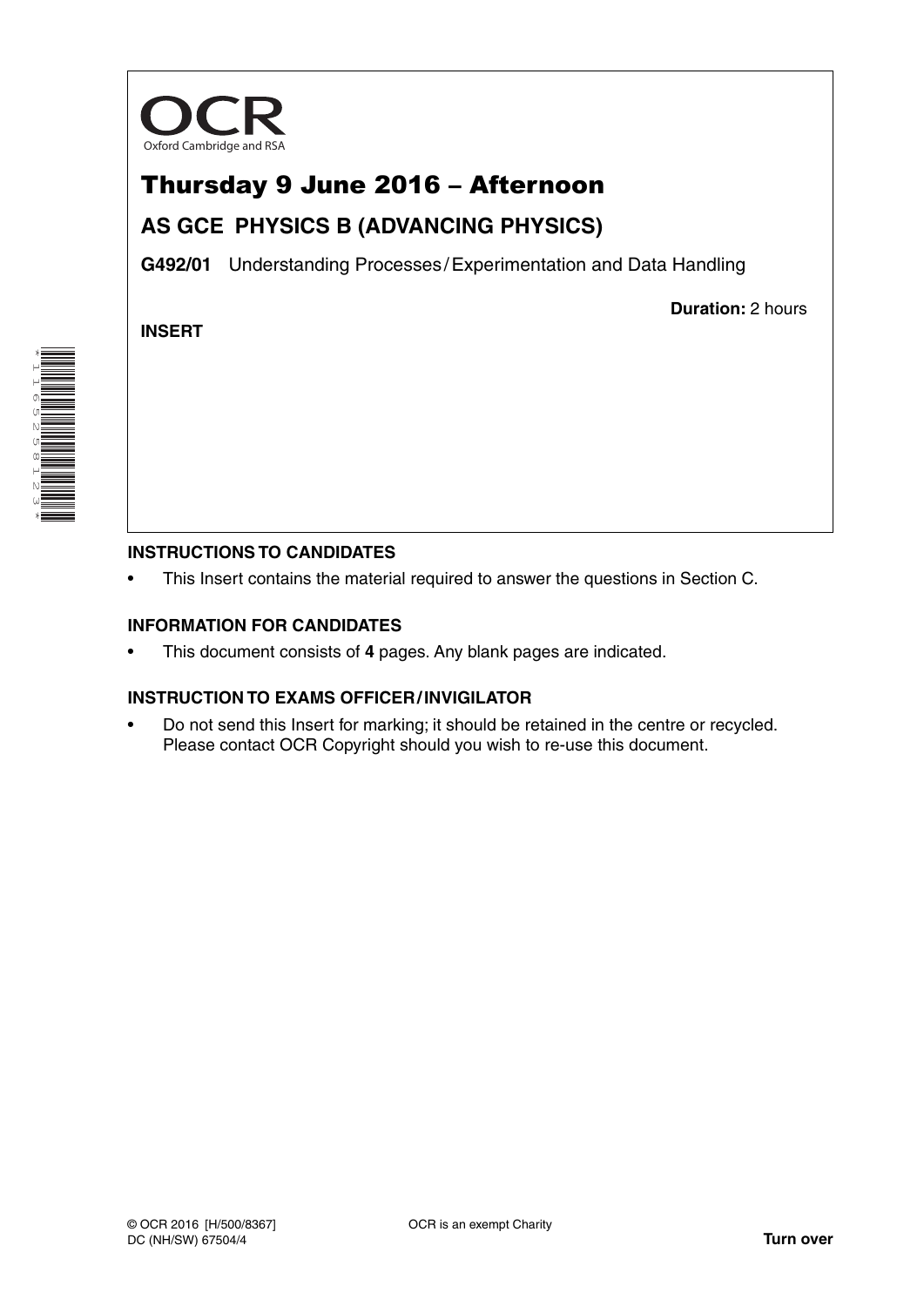OCR

Oxford Cambridge and RSA

# Thursday 9 June 2016 – Afternoon

## AS GCE PHYSICS B (ADVANCING PHYSICS)

**G492/01** Understanding Processes / Experimentation and Data Handling

**INSERT**

**Duration:** 2 hours

### INSTRUCTIONS TO CANDIDATES

- This Insert contains the material required to answer the questions in Section C.

### INFORMATION FOR CANDIDATES

- This document consists of **4** pages. Any blank pages are indicated.

### INSTRUCTION TO EXAMS OFFICER / INVIGILATOR

- Do not send this Insert for marking; it should be retained in the centre or recycled. Please contact OCR Copyright should you wish to re-use this document.

© OCR 2016 [H/500/8367]
DC (NH/SW) 67504/4

OCR is an exempt Charity

**Turn over**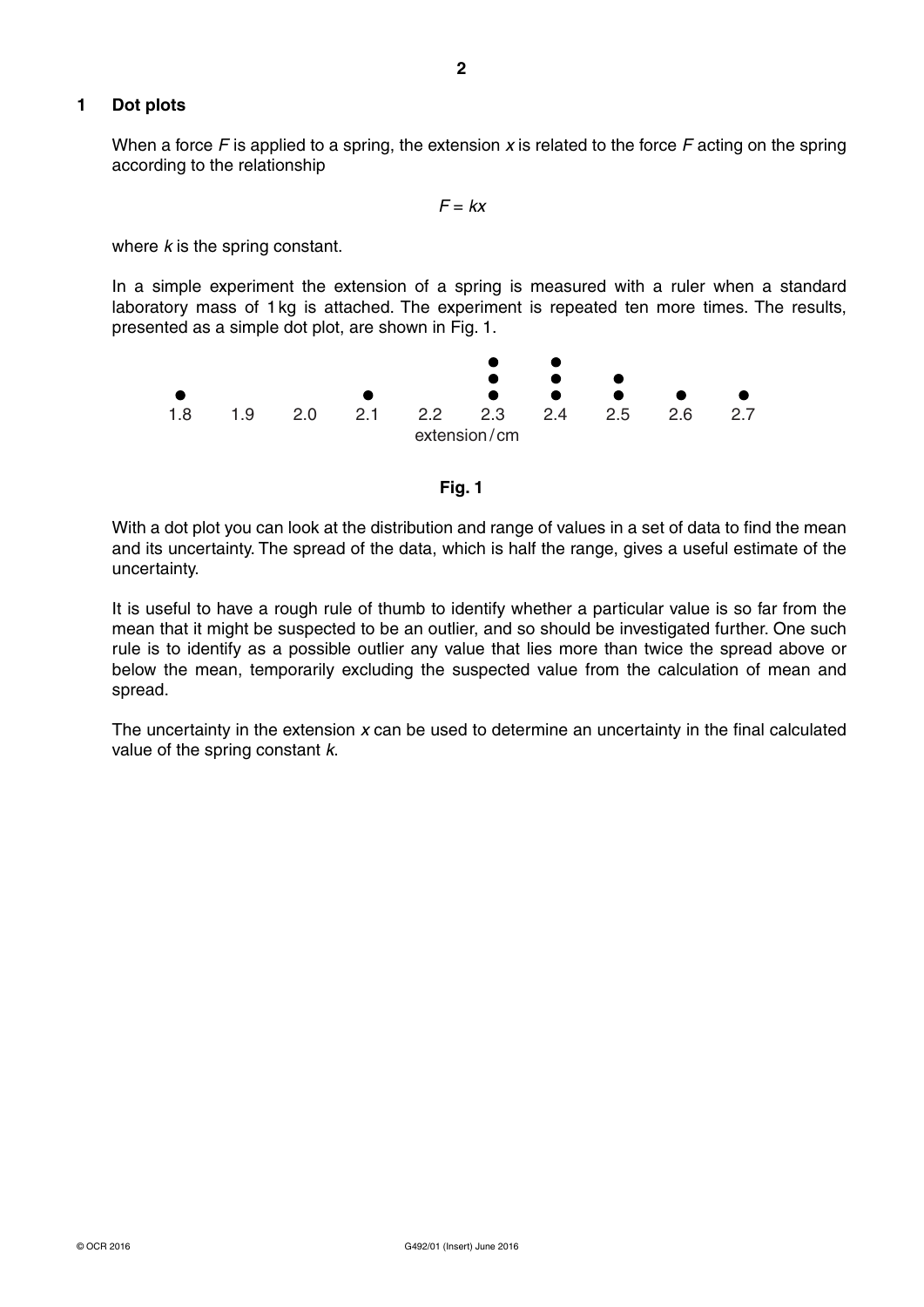## 1 Dot plots

When a force $F$ is applied to a spring, the extension $x$ is related to the force $F$ acting on the spring according to the relationship

$$F = kx$$

where $k$ is the spring constant.

In a simple experiment the extension of a spring is measured with a ruler when a standard laboratory mass of 1 kg is attached. The experiment is repeated ten more times. The results, presented as a simple dot plot, are shown in Fig. 1.

| extension / cm | 1.8 | 1.9 | 2.0 | 2.1 | 2.2 | 2.3 | 2.4 | 2.5 | 2.6 | 2.7 |
|---|---|---|---|---|---|---|---|---|---|---|
| dots | ● | | | ● | | ●●● | ●●● | ●● | ● | ● |

**Fig. 1**

With a dot plot you can look at the distribution and range of values in a set of data to find the mean and its uncertainty. The spread of the data, which is half the range, gives a useful estimate of the uncertainty.

It is useful to have a rough rule of thumb to identify whether a particular value is so far from the mean that it might be suspected to be an outlier, and so should be investigated further. One such rule is to identify as a possible outlier any value that lies more than twice the spread above or below the mean, temporarily excluding the suspected value from the calculation of mean and spread.

The uncertainty in the extension $x$ can be used to determine an uncertainty in the final calculated value of the spring constant $k$.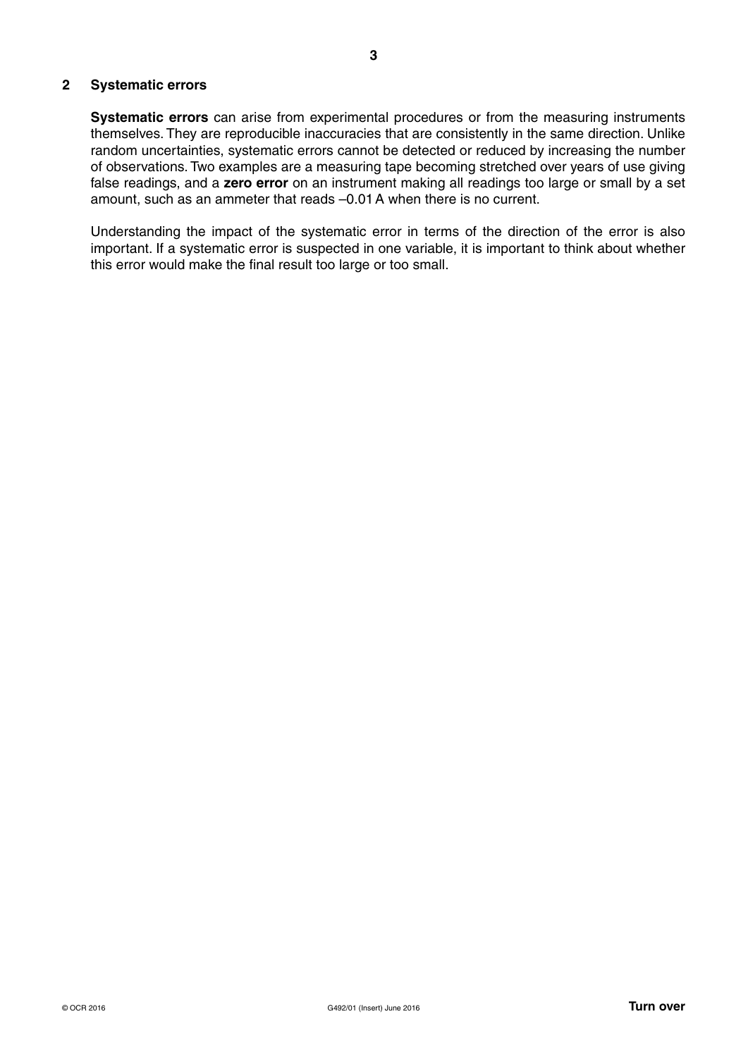## 2 Systematic errors

**Systematic errors** can arise from experimental procedures or from the measuring instruments themselves. They are reproducible inaccuracies that are consistently in the same direction. Unlike random uncertainties, systematic errors cannot be detected or reduced by increasing the number of observations. Two examples are a measuring tape becoming stretched over years of use giving false readings, and a **zero error** on an instrument making all readings too large or small by a set amount, such as an ammeter that reads –0.01 A when there is no current.

Understanding the impact of the systematic error in terms of the direction of the error is also important. If a systematic error is suspected in one variable, it is important to think about whether this error would make the final result too large or too small.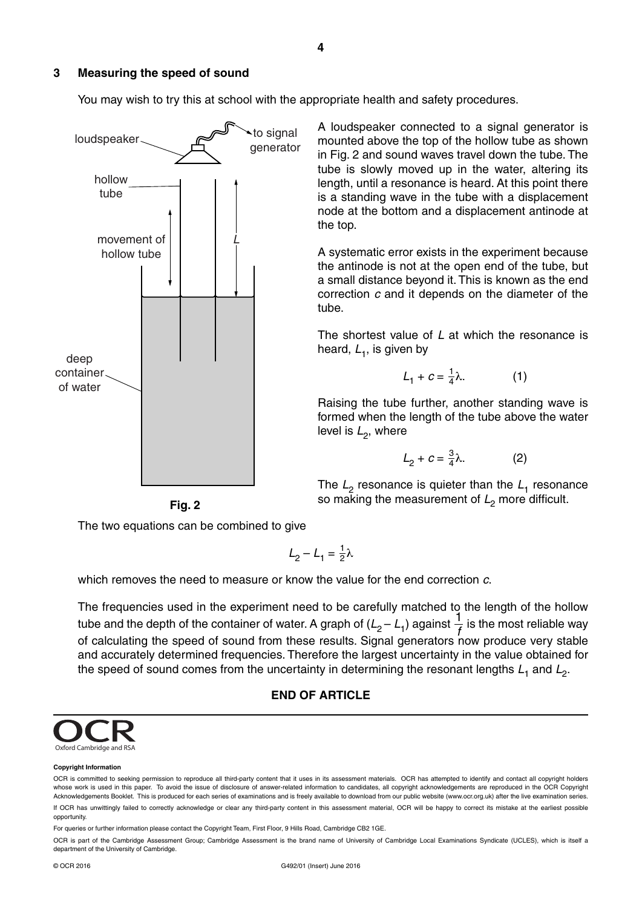## 3 Measuring the speed of sound

You may wish to try this at school with the appropriate health and safety procedures.

loudspeaker

to signal generator

hollow tube

movement of hollow tube

$L$

deep container of water

**Fig. 2**

A loudspeaker connected to a signal generator is mounted above the top of the hollow tube as shown in Fig. 2 and sound waves travel down the tube. The tube is slowly moved up in the water, altering its length, until a resonance is heard. At this point there is a standing wave in the tube with a displacement node at the bottom and a displacement antinode at the top.

A systematic error exists in the experiment because the antinode is not at the open end of the tube, but a small distance beyond it. This is known as the end correction *c* and it depends on the diameter of the tube.

The shortest value of $L$ at which the resonance is heard, $L_1$, is given by

$$L_1 + c = \tfrac{1}{4}\lambda. \qquad (1)$$

Raising the tube further, another standing wave is formed when the length of the tube above the water level is $L_2$, where

$$L_2 + c = \tfrac{3}{4}\lambda. \qquad (2)$$

The $L_2$ resonance is quieter than the $L_1$ resonance so making the measurement of $L_2$ more difficult.

The two equations can be combined to give

$$L_2 - L_1 = \tfrac{1}{2}\lambda$$

which removes the need to measure or know the value for the end correction *c*.

The frequencies used in the experiment need to be carefully matched to the length of the hollow tube and the depth of the container of water. A graph of $(L_2 - L_1)$ against $\frac{1}{f}$ is the most reliable way of calculating the speed of sound from these results. Signal generators now produce very stable and accurately determined frequencies. Therefore the largest uncertainty in the value obtained for the speed of sound comes from the uncertainty in determining the resonant lengths $L_1$ and $L_2$.

**END OF ARTICLE**

**Copyright Information**

OCR is committed to seeking permission to reproduce all third-party content that it uses in its assessment materials. OCR has attempted to identify and contact all copyright holders whose work is used in this paper. To avoid the issue of disclosure of answer-related information to candidates, all copyright acknowledgements are reproduced in the OCR Copyright Acknowledgements Booklet. This is produced for each series of examinations and is freely available to download from our public website (www.ocr.org.uk) after the live examination series.

If OCR has unwittingly failed to correctly acknowledge or clear any third-party content in this assessment material, OCR will be happy to correct its mistake at the earliest possible opportunity.

For queries or further information please contact the Copyright Team, First Floor, 9 Hills Road, Cambridge CB2 1GE.

OCR is part of the Cambridge Assessment Group; Cambridge Assessment is the brand name of University of Cambridge Local Examinations Syndicate (UCLES), which is itself a department of the University of Cambridge.

© OCR 2016 G492/01 (Insert) June 2016